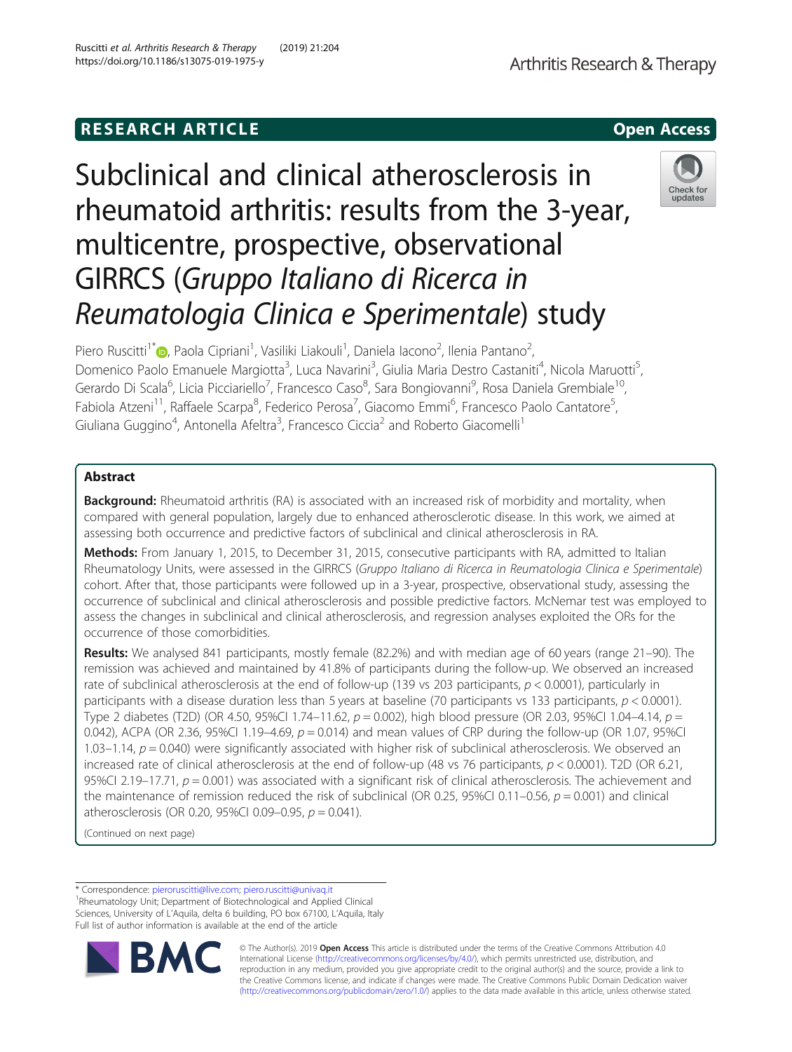RESEARCH ARTICLE

Open Access

# Subclinical and clinical atherosclerosis in rheumatoid arthritis: results from the 3-year, multicentre, prospective, observational GIRRCS (*Gruppo Italiano di Ricerca in Reumatologia Clinica e Sperimentale*) study

Piero Ruscitti[1*], Paola Cipriani[1], Vasiliki Liakouli[1], Daniela Iacono[2], Ilenia Pantano[2], Domenico Paolo Emanuele Margiotta[3], Luca Navarini[3], Giulia Maria Destro Castaniti[4], Nicola Maruotti[5], Gerardo Di Scala[6], Licia Picciariello[7], Francesco Caso[8], Sara Bongiovanni[9], Rosa Daniela Grembiale[10], Fabiola Atzeni[11], Raffaele Scarpa[8], Federico Perosa[7], Giacomo Emmi[6], Francesco Paolo Cantatore[5], Giuliana Guggino[4], Antonella Afeltra[3], Francesco Ciccia[2] and Roberto Giacomelli[1]

## Abstract

**Background:** Rheumatoid arthritis (RA) is associated with an increased risk of morbidity and mortality, when compared with general population, largely due to enhanced atherosclerotic disease. In this work, we aimed at assessing both occurrence and predictive factors of subclinical and clinical atherosclerosis in RA.

**Methods:** From January 1, 2015, to December 31, 2015, consecutive participants with RA, admitted to Italian Rheumatology Units, were assessed in the GIRRCS (*Gruppo Italiano di Ricerca in Reumatologia Clinica e Sperimentale*) cohort. After that, those participants were followed up in a 3-year, prospective, observational study, assessing the occurrence of subclinical and clinical atherosclerosis and possible predictive factors. McNemar test was employed to assess the changes in subclinical and clinical atherosclerosis, and regression analyses exploited the ORs for the occurrence of those comorbidities.

**Results:** We analysed 841 participants, mostly female (82.2%) and with median age of 60 years (range 21–90). The remission was achieved and maintained by 41.8% of participants during the follow-up. We observed an increased rate of subclinical atherosclerosis at the end of follow-up (139 vs 203 participants, $p < 0.0001$), particularly in participants with a disease duration less than 5 years at baseline (70 participants vs 133 participants, $p < 0.0001$). Type 2 diabetes (T2D) (OR 4.50, 95%CI 1.74–11.62, $p = 0.002$), high blood pressure (OR 2.03, 95%CI 1.04–4.14, $p = 0.042$), ACPA (OR 2.36, 95%CI 1.19–4.69, $p = 0.014$) and mean values of CRP during the follow-up (OR 1.07, 95%CI 1.03–1.14, $p = 0.040$) were significantly associated with higher risk of subclinical atherosclerosis. We observed an increased rate of clinical atherosclerosis at the end of follow-up (48 vs 76 participants, $p < 0.0001$). T2D (OR 6.21, 95%CI 2.19–17.71, $p = 0.001$) was associated with a significant risk of clinical atherosclerosis. The achievement and the maintenance of remission reduced the risk of subclinical (OR 0.25, 95%CI 0.11–0.56, $p = 0.001$) and clinical atherosclerosis (OR 0.20, 95%CI 0.09–0.95, $p = 0.041$).

(Continued on next page)

\* Correspondence: pieroruscitti@live.com; piero.ruscitti@univaq.it
[1]Rheumatology Unit; Department of Biotechnological and Applied Clinical Sciences, University of L'Aquila, delta 6 building, PO box 67100, L'Aquila, Italy
Full list of author information is available at the end of the article

© The Author(s). 2019 **Open Access** This article is distributed under the terms of the Creative Commons Attribution 4.0 International License (http://creativecommons.org/licenses/by/4.0/), which permits unrestricted use, distribution, and reproduction in any medium, provided you give appropriate credit to the original author(s) and the source, provide a link to the Creative Commons license, and indicate if changes were made. The Creative Commons Public Domain Dedication waiver (http://creativecommons.org/publicdomain/zero/1.0/) applies to the data made available in this article, unless otherwise stated.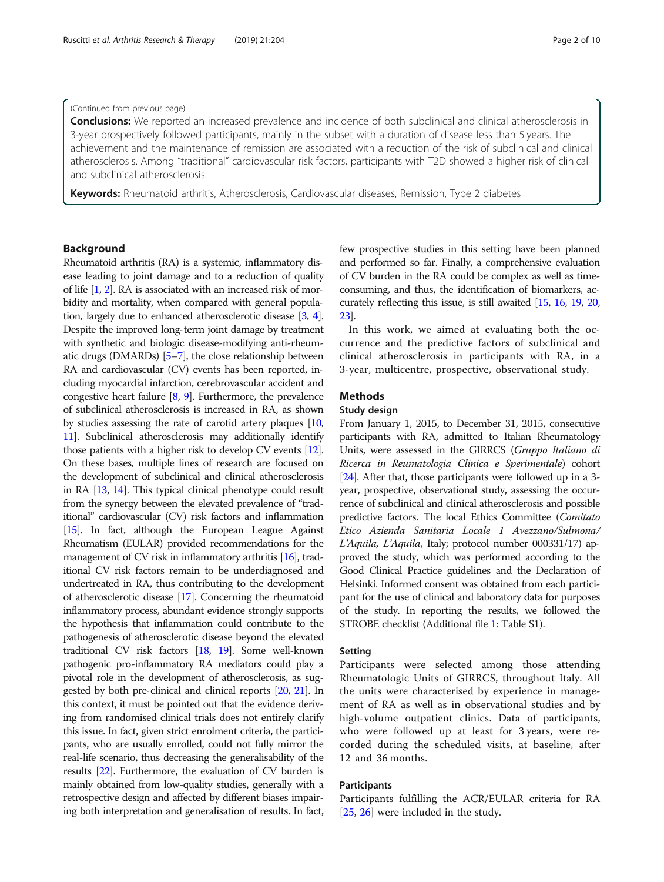(Continued from previous page)

**Conclusions:** We reported an increased prevalence and incidence of both subclinical and clinical atherosclerosis in 3-year prospectively followed participants, mainly in the subset with a duration of disease less than 5 years. The achievement and the maintenance of remission are associated with a reduction of the risk of subclinical and clinical atherosclerosis. Among "traditional" cardiovascular risk factors, participants with T2D showed a higher risk of clinical and subclinical atherosclerosis.

**Keywords:** Rheumatoid arthritis, Atherosclerosis, Cardiovascular diseases, Remission, Type 2 diabetes

## Background

Rheumatoid arthritis (RA) is a systemic, inflammatory disease leading to joint damage and to a reduction of quality of life [1, 2]. RA is associated with an increased risk of morbidity and mortality, when compared with general population, largely due to enhanced atherosclerotic disease [3, 4]. Despite the improved long-term joint damage by treatment with synthetic and biologic disease-modifying anti-rheumatic drugs (DMARDs) [5–7], the close relationship between RA and cardiovascular (CV) events has been reported, including myocardial infarction, cerebrovascular accident and congestive heart failure [8, 9]. Furthermore, the prevalence of subclinical atherosclerosis is increased in RA, as shown by studies assessing the rate of carotid artery plaques [10, 11]. Subclinical atherosclerosis may additionally identify those patients with a higher risk to develop CV events [12]. On these bases, multiple lines of research are focused on the development of subclinical and clinical atherosclerosis in RA [13, 14]. This typical clinical phenotype could result from the synergy between the elevated prevalence of "traditional" cardiovascular (CV) risk factors and inflammation [15]. In fact, although the European League Against Rheumatism (EULAR) provided recommendations for the management of CV risk in inflammatory arthritis [16], traditional CV risk factors remain to be underdiagnosed and undertreated in RA, thus contributing to the development of atherosclerotic disease [17]. Concerning the rheumatoid inflammatory process, abundant evidence strongly supports the hypothesis that inflammation could contribute to the pathogenesis of atherosclerotic disease beyond the elevated traditional CV risk factors [18, 19]. Some well-known pathogenic pro-inflammatory RA mediators could play a pivotal role in the development of atherosclerosis, as suggested by both pre-clinical and clinical reports [20, 21]. In this context, it must be pointed out that the evidence deriving from randomised clinical trials does not entirely clarify this issue. In fact, given strict enrolment criteria, the participants, who are usually enrolled, could not fully mirror the real-life scenario, thus decreasing the generalisability of the results [22]. Furthermore, the evaluation of CV burden is mainly obtained from low-quality studies, generally with a retrospective design and affected by different biases impairing both interpretation and generalisation of results. In fact, few prospective studies in this setting have been planned and performed so far. Finally, a comprehensive evaluation of CV burden in the RA could be complex as well as time-consuming, and thus, the identification of biomarkers, accurately reflecting this issue, is still awaited [15, 16, 19, 20, 23].

In this work, we aimed at evaluating both the occurrence and the predictive factors of subclinical and clinical atherosclerosis in participants with RA, in a 3-year, multicentre, prospective, observational study.

## Methods

### Study design

From January 1, 2015, to December 31, 2015, consecutive participants with RA, admitted to Italian Rheumatology Units, were assessed in the GIRRCS (*Gruppo Italiano di Ricerca in Reumatologia Clinica e Sperimentale*) cohort [24]. After that, those participants were followed up in a 3-year, prospective, observational study, assessing the occurrence of subclinical and clinical atherosclerosis and possible predictive factors. The local Ethics Committee (*Comitato Etico Azienda Sanitaria Locale 1 Avezzano/Sulmona/L'Aquila, L'Aquila*, Italy; protocol number 000331/17) approved the study, which was performed according to the Good Clinical Practice guidelines and the Declaration of Helsinki. Informed consent was obtained from each participant for the use of clinical and laboratory data for purposes of the study. In reporting the results, we followed the STROBE checklist (Additional file 1: Table S1).

### Setting

Participants were selected among those attending Rheumatologic Units of GIRRCS, throughout Italy. All the units were characterised by experience in management of RA as well as in observational studies and by high-volume outpatient clinics. Data of participants, who were followed up at least for 3 years, were recorded during the scheduled visits, at baseline, after 12 and 36 months.

### Participants

Participants fulfilling the ACR/EULAR criteria for RA [25, 26] were included in the study.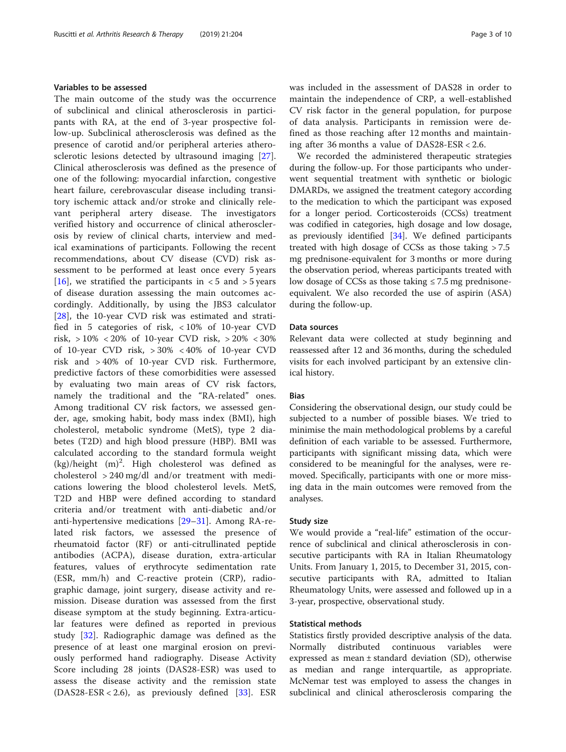### Variables to be assessed

The main outcome of the study was the occurrence of subclinical and clinical atherosclerosis in participants with RA, at the end of 3-year prospective follow-up. Subclinical atherosclerosis was defined as the presence of carotid and/or peripheral arteries atherosclerotic lesions detected by ultrasound imaging [27]. Clinical atherosclerosis was defined as the presence of one of the following: myocardial infarction, congestive heart failure, cerebrovascular disease including transitory ischemic attack and/or stroke and clinically relevant peripheral artery disease. The investigators verified history and occurrence of clinical atherosclerosis by review of clinical charts, interview and medical examinations of participants. Following the recent recommendations, about CV disease (CVD) risk assessment to be performed at least once every 5 years [16], we stratified the participants in < 5 and > 5 years of disease duration assessing the main outcomes accordingly. Additionally, by using the JBS3 calculator [28], the 10-year CVD risk was estimated and stratified in 5 categories of risk, < 10% of 10-year CVD risk, > 10% < 20% of 10-year CVD risk, > 20% < 30% of 10-year CVD risk, > 30% < 40% of 10-year CVD risk and > 40% of 10-year CVD risk. Furthermore, predictive factors of these comorbidities were assessed by evaluating two main areas of CV risk factors, namely the traditional and the "RA-related" ones. Among traditional CV risk factors, we assessed gender, age, smoking habit, body mass index (BMI), high cholesterol, metabolic syndrome (MetS), type 2 diabetes (T2D) and high blood pressure (HBP). BMI was calculated according to the standard formula weight (kg)/height $(m)^2$. High cholesterol was defined as cholesterol > 240 mg/dl and/or treatment with medications lowering the blood cholesterol levels. MetS, T2D and HBP were defined according to standard criteria and/or treatment with anti-diabetic and/or anti-hypertensive medications [29–31]. Among RA-related risk factors, we assessed the presence of rheumatoid factor (RF) or anti-citrullinated peptide antibodies (ACPA), disease duration, extra-articular features, values of erythrocyte sedimentation rate (ESR, mm/h) and C-reactive protein (CRP), radiographic damage, joint surgery, disease activity and remission. Disease duration was assessed from the first disease symptom at the study beginning. Extra-articular features were defined as reported in previous study [32]. Radiographic damage was defined as the presence of at least one marginal erosion on previously performed hand radiography. Disease Activity Score including 28 joints (DAS28-ESR) was used to assess the disease activity and the remission state (DAS28-ESR < 2.6), as previously defined [33]. ESR was included in the assessment of DAS28 in order to maintain the independence of CRP, a well-established CV risk factor in the general population, for purpose of data analysis. Participants in remission were defined as those reaching after 12 months and maintaining after 36 months a value of DAS28-ESR < 2.6.

We recorded the administered therapeutic strategies during the follow-up. For those participants who underwent sequential treatment with synthetic or biologic DMARDs, we assigned the treatment category according to the medication to which the participant was exposed for a longer period. Corticosteroids (CCSs) treatment was codified in categories, high dosage and low dosage, as previously identified [34]. We defined participants treated with high dosage of CCSs as those taking > 7.5 mg prednisone-equivalent for 3 months or more during the observation period, whereas participants treated with low dosage of CCSs as those taking ≤ 7.5 mg prednisone-equivalent. We also recorded the use of aspirin (ASA) during the follow-up.

### Data sources

Relevant data were collected at study beginning and reassessed after 12 and 36 months, during the scheduled visits for each involved participant by an extensive clinical history.

### Bias

Considering the observational design, our study could be subjected to a number of possible biases. We tried to minimise the main methodological problems by a careful definition of each variable to be assessed. Furthermore, participants with significant missing data, which were considered to be meaningful for the analyses, were removed. Specifically, participants with one or more missing data in the main outcomes were removed from the analyses.

### Study size

We would provide a "real-life" estimation of the occurrence of subclinical and clinical atherosclerosis in consecutive participants with RA in Italian Rheumatology Units. From January 1, 2015, to December 31, 2015, consecutive participants with RA, admitted to Italian Rheumatology Units, were assessed and followed up in a 3-year, prospective, observational study.

### Statistical methods

Statistics firstly provided descriptive analysis of the data. Normally distributed continuous variables were expressed as mean ± standard deviation (SD), otherwise as median and range interquartile, as appropriate. McNemar test was employed to assess the changes in subclinical and clinical atherosclerosis comparing the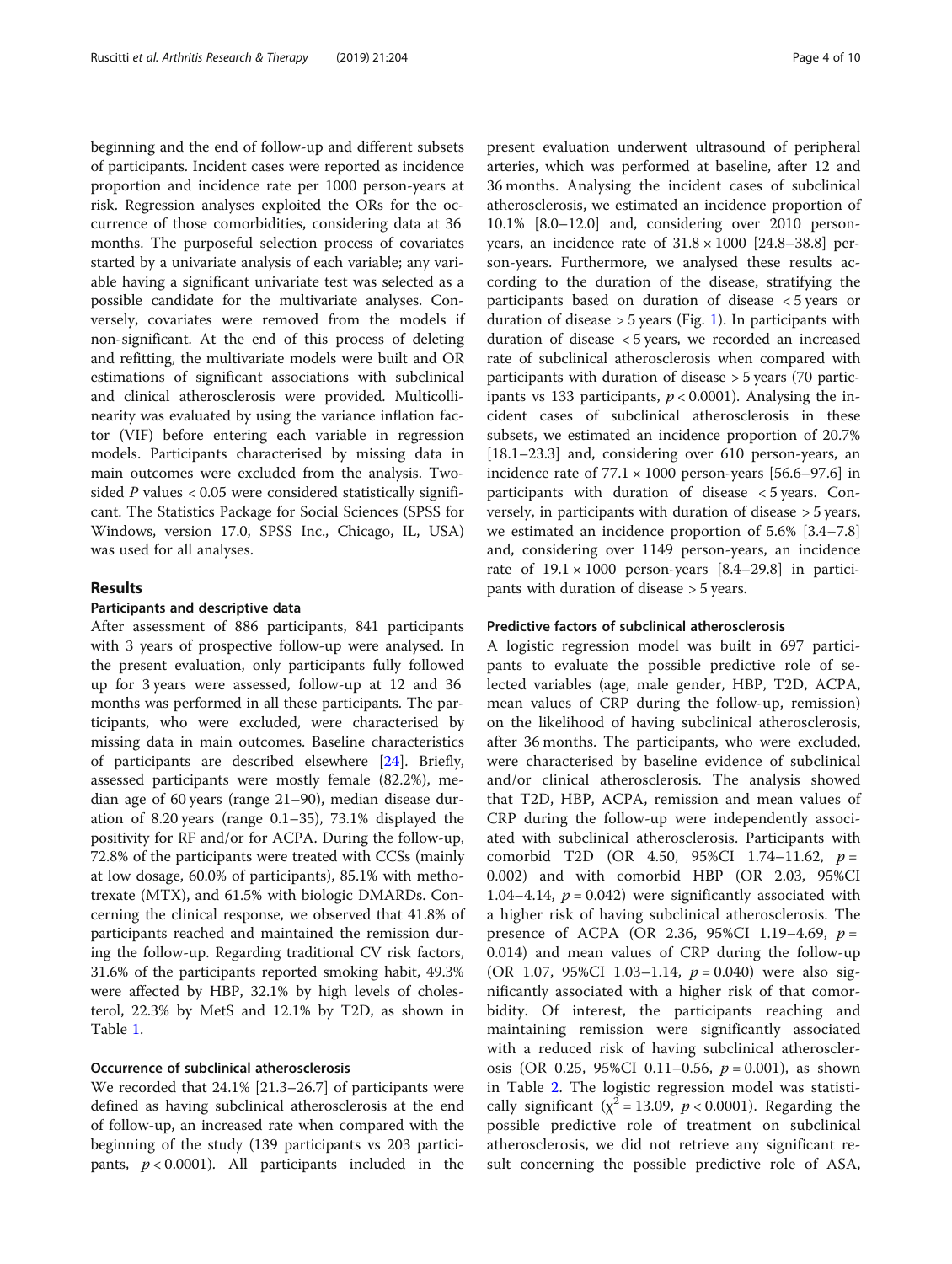beginning and the end of follow-up and different subsets of participants. Incident cases were reported as incidence proportion and incidence rate per 1000 person-years at risk. Regression analyses exploited the ORs for the occurrence of those comorbidities, considering data at 36 months. The purposeful selection process of covariates started by a univariate analysis of each variable; any variable having a significant univariate test was selected as a possible candidate for the multivariate analyses. Conversely, covariates were removed from the models if non-significant. At the end of this process of deleting and refitting, the multivariate models were built and OR estimations of significant associations with subclinical and clinical atherosclerosis were provided. Multicollinearity was evaluated by using the variance inflation factor (VIF) before entering each variable in regression models. Participants characterised by missing data in main outcomes were excluded from the analysis. Two-sided $P$ values $< 0.05$ were considered statistically significant. The Statistics Package for Social Sciences (SPSS for Windows, version 17.0, SPSS Inc., Chicago, IL, USA) was used for all analyses.

## Results

### Participants and descriptive data

After assessment of 886 participants, 841 participants with 3 years of prospective follow-up were analysed. In the present evaluation, only participants fully followed up for 3 years were assessed, follow-up at 12 and 36 months was performed in all these participants. The participants, who were excluded, were characterised by missing data in main outcomes. Baseline characteristics of participants are described elsewhere [24]. Briefly, assessed participants were mostly female (82.2%), median age of 60 years (range 21–90), median disease duration of 8.20 years (range 0.1–35), 73.1% displayed the positivity for RF and/or for ACPA. During the follow-up, 72.8% of the participants were treated with CCSs (mainly at low dosage, 60.0% of participants), 85.1% with methotrexate (MTX), and 61.5% with biologic DMARDs. Concerning the clinical response, we observed that 41.8% of participants reached and maintained the remission during the follow-up. Regarding traditional CV risk factors, 31.6% of the participants reported smoking habit, 49.3% were affected by HBP, 32.1% by high levels of cholesterol, 22.3% by MetS and 12.1% by T2D, as shown in Table 1.

### Occurrence of subclinical atherosclerosis

We recorded that 24.1% [21.3–26.7] of participants were defined as having subclinical atherosclerosis at the end of follow-up, an increased rate when compared with the beginning of the study (139 participants vs 203 participants, $p < 0.0001$). All participants included in the present evaluation underwent ultrasound of peripheral arteries, which was performed at baseline, after 12 and 36 months. Analysing the incident cases of subclinical atherosclerosis, we estimated an incidence proportion of 10.1% [8.0–12.0] and, considering over 2010 person-years, an incidence rate of $31.8 \times 1000$ [24.8–38.8] person-years. Furthermore, we analysed these results according to the duration of the disease, stratifying the participants based on duration of disease < 5 years or duration of disease > 5 years (Fig. 1). In participants with duration of disease < 5 years, we recorded an increased rate of subclinical atherosclerosis when compared with participants with duration of disease > 5 years (70 participants vs 133 participants, $p < 0.0001$). Analysing the incident cases of subclinical atherosclerosis in these subsets, we estimated an incidence proportion of 20.7% [18.1–23.3] and, considering over 610 person-years, an incidence rate of $77.1 \times 1000$ person-years [56.6–97.6] in participants with duration of disease < 5 years. Conversely, in participants with duration of disease > 5 years, we estimated an incidence proportion of 5.6% [3.4–7.8] and, considering over 1149 person-years, an incidence rate of $19.1 \times 1000$ person-years [8.4–29.8] in participants with duration of disease > 5 years.

### Predictive factors of subclinical atherosclerosis

A logistic regression model was built in 697 participants to evaluate the possible predictive role of selected variables (age, male gender, HBP, T2D, ACPA, mean values of CRP during the follow-up, remission) on the likelihood of having subclinical atherosclerosis, after 36 months. The participants, who were excluded, were characterised by baseline evidence of subclinical and/or clinical atherosclerosis. The analysis showed that T2D, HBP, ACPA, remission and mean values of CRP during the follow-up were independently associated with subclinical atherosclerosis. Participants with comorbid T2D (OR 4.50, 95%CI 1.74–11.62, $p = 0.002$) and with comorbid HBP (OR 2.03, 95%CI 1.04–4.14, $p = 0.042$) were significantly associated with a higher risk of having subclinical atherosclerosis. The presence of ACPA (OR 2.36, 95%CI 1.19–4.69, $p = 0.014$) and mean values of CRP during the follow-up (OR 1.07, 95%CI 1.03–1.14, $p = 0.040$) were also significantly associated with a higher risk of that comorbidity. Of interest, the participants reaching and maintaining remission were significantly associated with a reduced risk of having subclinical atherosclerosis (OR 0.25, 95%CI 0.11–0.56, $p = 0.001$), as shown in Table 2. The logistic regression model was statistically significant ($\chi^2 = 13.09$, $p < 0.0001$). Regarding the possible predictive role of treatment on subclinical atherosclerosis, we did not retrieve any significant result concerning the possible predictive role of ASA,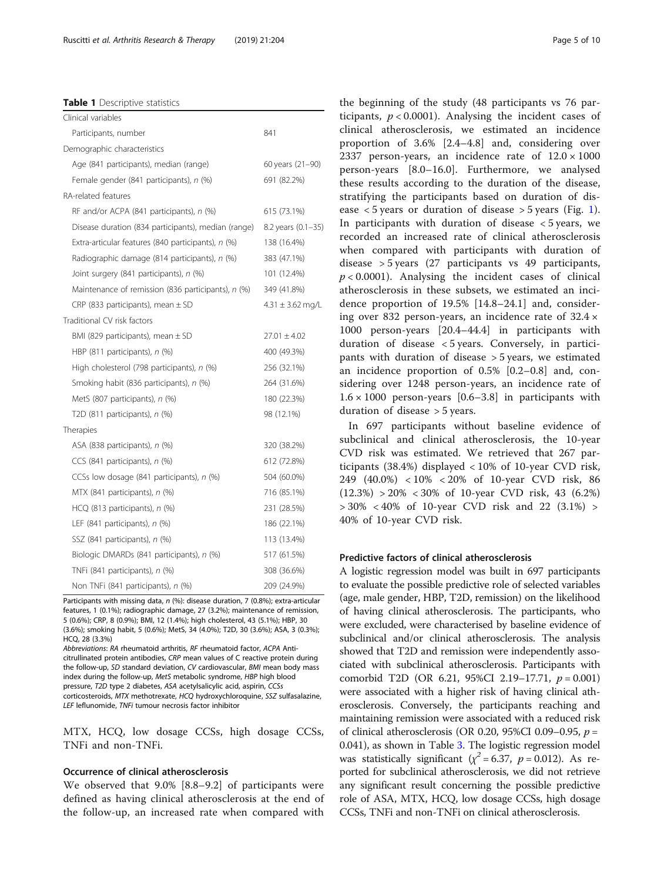**Table 1** Descriptive statistics

| Clinical variables | |
|---|---|
| Participants, number | 841 |
| Demographic characteristics | |
| Age (841 participants), median (range) | 60 years (21–90) |
| Female gender (841 participants), *n* (%) | 691 (82.2%) |
| RA-related features | |
| RF and/or ACPA (841 participants), *n* (%) | 615 (73.1%) |
| Disease duration (834 participants), median (range) | 8.2 years (0.1–35) |
| Extra-articular features (840 participants), *n* (%) | 138 (16.4%) |
| Radiographic damage (814 participants), *n* (%) | 383 (47.1%) |
| Joint surgery (841 participants), *n* (%) | 101 (12.4%) |
| Maintenance of remission (836 participants), *n* (%) | 349 (41.8%) |
| CRP (833 participants), mean ± SD | 4.31 ± 3.62 mg/L |
| Traditional CV risk factors | |
| BMI (829 participants), mean ± SD | 27.01 ± 4.02 |
| HBP (811 participants), *n* (%) | 400 (49.3%) |
| High cholesterol (798 participants), *n* (%) | 256 (32.1%) |
| Smoking habit (836 participants), *n* (%) | 264 (31.6%) |
| MetS (807 participants), *n* (%) | 180 (22.3%) |
| T2D (811 participants), *n* (%) | 98 (12.1%) |
| Therapies | |
| ASA (838 participants), *n* (%) | 320 (38.2%) |
| CCS (841 participants), *n* (%) | 612 (72.8%) |
| CCSs low dosage (841 participants), *n* (%) | 504 (60.0%) |
| MTX (841 participants), *n* (%) | 716 (85.1%) |
| HCQ (813 participants), *n* (%) | 231 (28.5%) |
| LEF (841 participants), *n* (%) | 186 (22.1%) |
| SSZ (841 participants), *n* (%) | 113 (13.4%) |
| Biologic DMARDs (841 participants), *n* (%) | 517 (61.5%) |
| TNFi (841 participants), *n* (%) | 308 (36.6%) |
| Non TNFi (841 participants), *n* (%) | 209 (24.9%) |

Participants with missing data, *n* (%): disease duration, 7 (0.8%); extra-articular features, 1 (0.1%); radiographic damage, 27 (3.2%); maintenance of remission, 5 (0.6%); CRP, 8 (0.9%); BMI, 12 (1.4%); high cholesterol, 43 (5.1%); HBP, 30 (3.6%); smoking habit, 5 (0.6%); MetS, 34 (4.0%); T2D, 30 (3.6%); ASA, 3 (0.3%); HCQ, 28 (3.3%)

*Abbreviations*: *RA* rheumatoid arthritis, *RF* rheumatoid factor, *ACPA* Anti-citrullinated protein antibodies, *CRP* mean values of C reactive protein during the follow-up, *SD* standard deviation, *CV* cardiovascular, *BMI* mean body mass index during the follow-up, *MetS* metabolic syndrome, *HBP* high blood pressure, *T2D* type 2 diabetes, *ASA* acetylsalicylic acid, aspirin, *CCSs* corticosteroids, *MTX* methotrexate, *HCQ* hydroxychloroquine, *SSZ* sulfasalazine, *LEF* leflunomide, *TNFi* tumour necrosis factor inhibitor

MTX, HCQ, low dosage CCSs, high dosage CCSs, TNFi and non-TNFi.

### Occurrence of clinical atherosclerosis

We observed that 9.0% [8.8–9.2] of participants were defined as having clinical atherosclerosis at the end of the follow-up, an increased rate when compared with the beginning of the study (48 participants vs 76 participants, $p < 0.0001$). Analysing the incident cases of clinical atherosclerosis, we estimated an incidence proportion of 3.6% [2.4–4.8] and, considering over 2337 person-years, an incidence rate of $12.0 \times 1000$ person-years [8.0–16.0]. Furthermore, we analysed these results according to the duration of the disease, stratifying the participants based on duration of disease < 5 years or duration of disease > 5 years (Fig. 1). In participants with duration of disease < 5 years, we recorded an increased rate of clinical atherosclerosis when compared with participants with duration of disease > 5 years (27 participants vs 49 participants, $p < 0.0001$). Analysing the incident cases of clinical atherosclerosis in these subsets, we estimated an incidence proportion of 19.5% [14.8–24.1] and, considering over 832 person-years, an incidence rate of $32.4 \times 1000$ person-years [20.4–44.4] in participants with duration of disease < 5 years. Conversely, in participants with duration of disease > 5 years, we estimated an incidence proportion of 0.5% [0.2–0.8] and, considering over 1248 person-years, an incidence rate of $1.6 \times 1000$ person-years [0.6–3.8] in participants with duration of disease > 5 years.

In 697 participants without baseline evidence of subclinical and clinical atherosclerosis, the 10-year CVD risk was estimated. We retrieved that 267 participants (38.4%) displayed < 10% of 10-year CVD risk, 249 (40.0%) < 10% < 20% of 10-year CVD risk, 86 (12.3%) > 20% < 30% of 10-year CVD risk, 43 (6.2%) > 30% < 40% of 10-year CVD risk and 22 (3.1%) > 40% of 10-year CVD risk.

### Predictive factors of clinical atherosclerosis

A logistic regression model was built in 697 participants to evaluate the possible predictive role of selected variables (age, male gender, HBP, T2D, remission) on the likelihood of having clinical atherosclerosis. The participants, who were excluded, were characterised by baseline evidence of subclinical and/or clinical atherosclerosis. The analysis showed that T2D and remission were independently associated with subclinical atherosclerosis. Participants with comorbid T2D (OR 6.21, 95%CI 2.19–17.71, $p = 0.001$) were associated with a higher risk of having clinical atherosclerosis. Conversely, the participants reaching and maintaining remission were associated with a reduced risk of clinical atherosclerosis (OR 0.20, 95%CI 0.09–0.95, $p = 0.041$), as shown in Table 3. The logistic regression model was statistically significant ($\chi^2 = 6.37$, $p = 0.012$). As reported for subclinical atherosclerosis, we did not retrieve any significant result concerning the possible predictive role of ASA, MTX, HCQ, low dosage CCSs, high dosage CCSs, TNFi and non-TNFi on clinical atherosclerosis.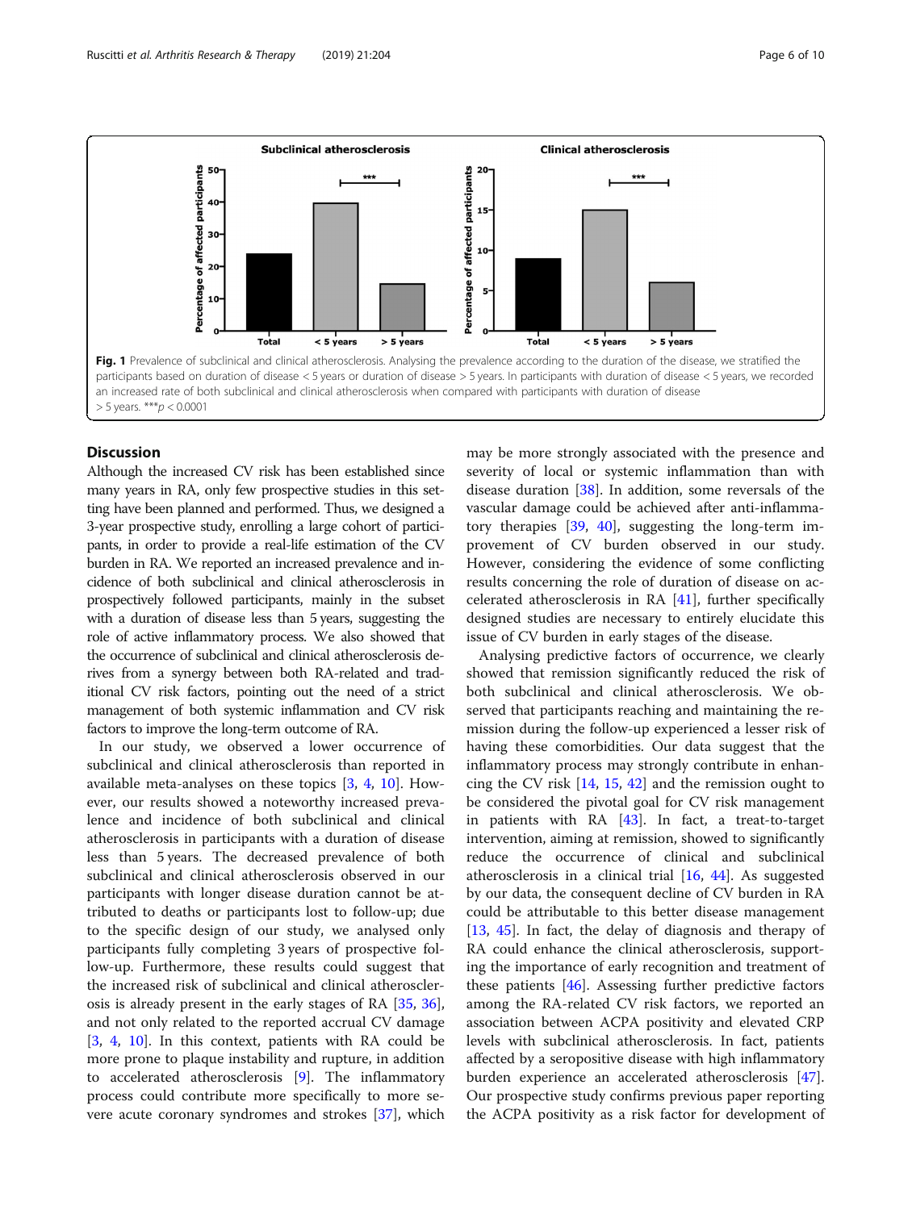**Fig. 1** Prevalence of subclinical and clinical atherosclerosis. Analysing the prevalence according to the duration of the disease, we stratified the participants based on duration of disease < 5 years or duration of disease > 5 years. In participants with duration of disease < 5 years, we recorded an increased rate of both subclinical and clinical atherosclerosis when compared with participants with duration of disease > 5 years. ***$p < 0.0001$

## Discussion

Although the increased CV risk has been established since many years in RA, only few prospective studies in this setting have been planned and performed. Thus, we designed a 3-year prospective study, enrolling a large cohort of participants, in order to provide a real-life estimation of the CV burden in RA. We reported an increased prevalence and incidence of both subclinical and clinical atherosclerosis in prospectively followed participants, mainly in the subset with a duration of disease less than 5 years, suggesting the role of active inflammatory process. We also showed that the occurrence of subclinical and clinical atherosclerosis derives from a synergy between both RA-related and traditional CV risk factors, pointing out the need of a strict management of both systemic inflammation and CV risk factors to improve the long-term outcome of RA.

In our study, we observed a lower occurrence of subclinical and clinical atherosclerosis than reported in available meta-analyses on these topics [3, 4, 10]. However, our results showed a noteworthy increased prevalence and incidence of both subclinical and clinical atherosclerosis in participants with a duration of disease less than 5 years. The decreased prevalence of both subclinical and clinical atherosclerosis observed in our participants with longer disease duration cannot be attributed to deaths or participants lost to follow-up; due to the specific design of our study, we analysed only participants fully completing 3 years of prospective follow-up. Furthermore, these results could suggest that the increased risk of subclinical and clinical atherosclerosis is already present in the early stages of RA [35, 36], and not only related to the reported accrual CV damage [3, 4, 10]. In this context, patients with RA could be more prone to plaque instability and rupture, in addition to accelerated atherosclerosis [9]. The inflammatory process could contribute more specifically to more severe acute coronary syndromes and strokes [37], which may be more strongly associated with the presence and severity of local or systemic inflammation than with disease duration [38]. In addition, some reversals of the vascular damage could be achieved after anti-inflammatory therapies [39, 40], suggesting the long-term improvement of CV burden observed in our study. However, considering the evidence of some conflicting results concerning the role of duration of disease on accelerated atherosclerosis in RA [41], further specifically designed studies are necessary to entirely elucidate this issue of CV burden in early stages of the disease.

Analysing predictive factors of occurrence, we clearly showed that remission significantly reduced the risk of both subclinical and clinical atherosclerosis. We observed that participants reaching and maintaining the remission during the follow-up experienced a lesser risk of having these comorbidities. Our data suggest that the inflammatory process may strongly contribute in enhancing the CV risk [14, 15, 42] and the remission ought to be considered the pivotal goal for CV risk management in patients with RA [43]. In fact, a treat-to-target intervention, aiming at remission, showed to significantly reduce the occurrence of clinical and subclinical atherosclerosis in a clinical trial [16, 44]. As suggested by our data, the consequent decline of CV burden in RA could be attributable to this better disease management [13, 45]. In fact, the delay of diagnosis and therapy of RA could enhance the clinical atherosclerosis, supporting the importance of early recognition and treatment of these patients [46]. Assessing further predictive factors among the RA-related CV risk factors, we reported an association between ACPA positivity and elevated CRP levels with subclinical atherosclerosis. In fact, patients affected by a seropositive disease with high inflammatory burden experience an accelerated atherosclerosis [47]. Our prospective study confirms previous paper reporting the ACPA positivity as a risk factor for development of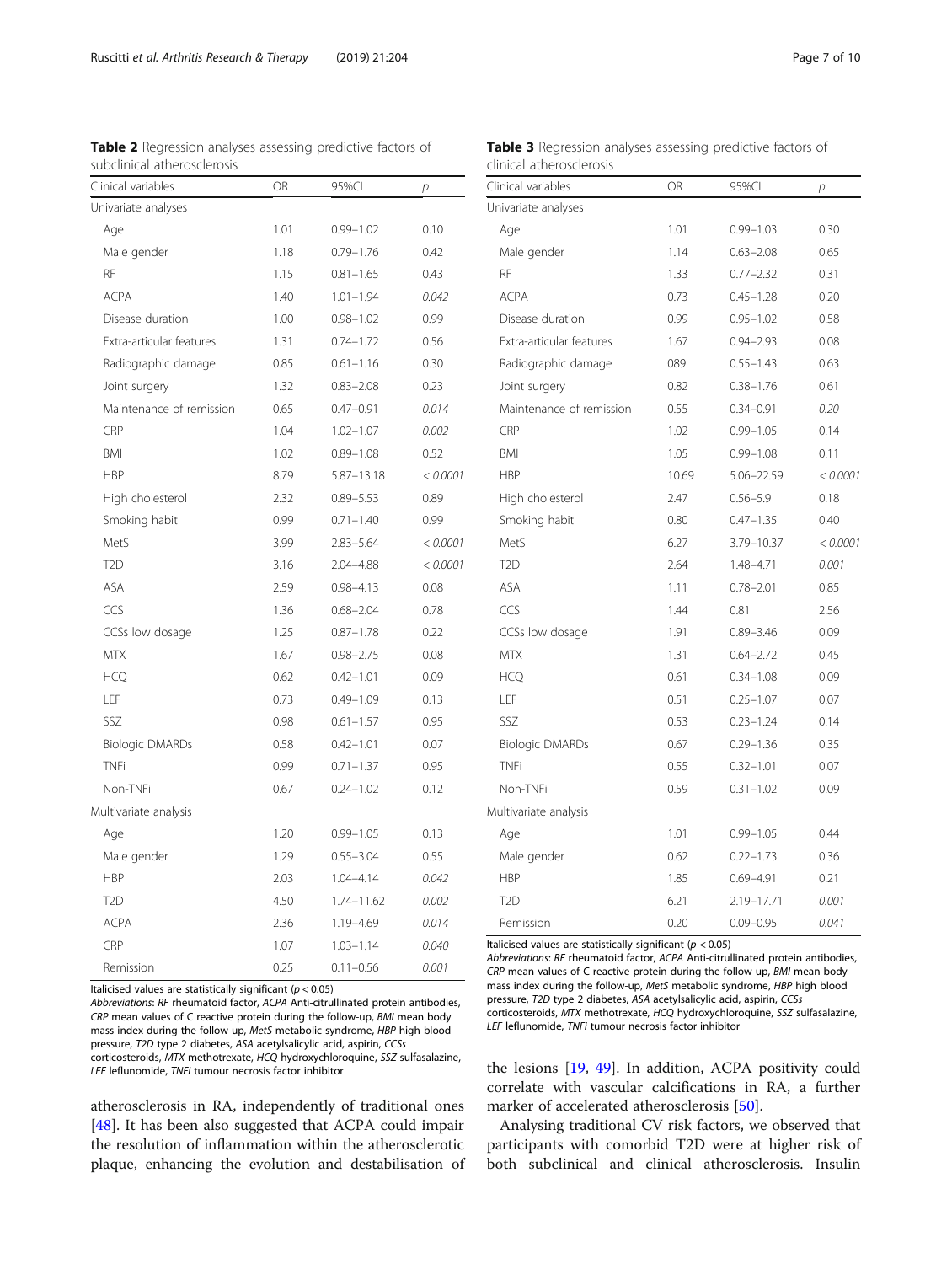**Table 2** Regression analyses assessing predictive factors of subclinical atherosclerosis

| Clinical variables | OR | 95%CI | *p* |
|---|---|---|---|
| Univariate analyses | | | |
| Age | 1.01 | 0.99–1.02 | 0.10 |
| Male gender | 1.18 | 0.79–1.76 | 0.42 |
| RF | 1.15 | 0.81–1.65 | 0.43 |
| ACPA | 1.40 | 1.01–1.94 | *0.042* |
| Disease duration | 1.00 | 0.98–1.02 | 0.99 |
| Extra-articular features | 1.31 | 0.74–1.72 | 0.56 |
| Radiographic damage | 0.85 | 0.61–1.16 | 0.30 |
| Joint surgery | 1.32 | 0.83–2.08 | 0.23 |
| Maintenance of remission | 0.65 | 0.47–0.91 | *0.014* |
| CRP | 1.04 | 1.02–1.07 | *0.002* |
| BMI | 1.02 | 0.89–1.08 | 0.52 |
| HBP | 8.79 | 5.87–13.18 | *< 0.0001* |
| High cholesterol | 2.32 | 0.89–5.53 | 0.89 |
| Smoking habit | 0.99 | 0.71–1.40 | 0.99 |
| MetS | 3.99 | 2.83–5.64 | *< 0.0001* |
| T2D | 3.16 | 2.04–4.88 | *< 0.0001* |
| ASA | 2.59 | 0.98–4.13 | 0.08 |
| CCS | 1.36 | 0.68–2.04 | 0.78 |
| CCSs low dosage | 1.25 | 0.87–1.78 | 0.22 |
| MTX | 1.67 | 0.98–2.75 | 0.08 |
| HCQ | 0.62 | 0.42–1.01 | 0.09 |
| LEF | 0.73 | 0.49–1.09 | 0.13 |
| SSZ | 0.98 | 0.61–1.57 | 0.95 |
| Biologic DMARDs | 0.58 | 0.42–1.01 | 0.07 |
| TNFi | 0.99 | 0.71–1.37 | 0.95 |
| Non-TNFi | 0.67 | 0.24–1.02 | 0.12 |
| Multivariate analysis | | | |
| Age | 1.20 | 0.99–1.05 | 0.13 |
| Male gender | 1.29 | 0.55–3.04 | 0.55 |
| HBP | 2.03 | 1.04–4.14 | *0.042* |
| T2D | 4.50 | 1.74–11.62 | *0.002* |
| ACPA | 2.36 | 1.19–4.69 | *0.014* |
| CRP | 1.07 | 1.03–1.14 | *0.040* |
| Remission | 0.25 | 0.11–0.56 | *0.001* |

Italicised values are statistically significant ($p < 0.05$)
*Abbreviations*: *RF* rheumatoid factor, *ACPA* Anti-citrullinated protein antibodies, *CRP* mean values of C reactive protein during the follow-up, *BMI* mean body mass index during the follow-up, *MetS* metabolic syndrome, *HBP* high blood pressure, *T2D* type 2 diabetes, *ASA* acetylsalicylic acid, aspirin, *CCSs* corticosteroids, *MTX* methotrexate, *HCQ* hydroxychloroquine, *SSZ* sulfasalazine, *LEF* leflunomide, *TNFi* tumour necrosis factor inhibitor

atherosclerosis in RA, independently of traditional ones [48]. It has been also suggested that ACPA could impair the resolution of inflammation within the atherosclerotic plaque, enhancing the evolution and destabilisation of the lesions [19, 49]. In addition, ACPA positivity could correlate with vascular calcifications in RA, a further marker of accelerated atherosclerosis [50].

**Table 3** Regression analyses assessing predictive factors of clinical atherosclerosis

| Clinical variables | OR | 95%CI | *p* |
|---|---|---|---|
| Univariate analyses | | | |
| Age | 1.01 | 0.99–1.03 | 0.30 |
| Male gender | 1.14 | 0.63–2.08 | 0.65 |
| RF | 1.33 | 0.77–2.32 | 0.31 |
| ACPA | 0.73 | 0.45–1.28 | 0.20 |
| Disease duration | 0.99 | 0.95–1.02 | 0.58 |
| Extra-articular features | 1.67 | 0.94–2.93 | 0.08 |
| Radiographic damage | 089 | 0.55–1.43 | 0.63 |
| Joint surgery | 0.82 | 0.38–1.76 | 0.61 |
| Maintenance of remission | 0.55 | 0.34–0.91 | *0.20* |
| CRP | 1.02 | 0.99–1.05 | 0.14 |
| BMI | 1.05 | 0.99–1.08 | 0.11 |
| HBP | 10.69 | 5.06–22.59 | *< 0.0001* |
| High cholesterol | 2.47 | 0.56–5.9 | 0.18 |
| Smoking habit | 0.80 | 0.47–1.35 | 0.40 |
| MetS | 6.27 | 3.79–10.37 | *< 0.0001* |
| T2D | 2.64 | 1.48–4.71 | *0.001* |
| ASA | 1.11 | 0.78–2.01 | 0.85 |
| CCS | 1.44 | 0.81 | 2.56 |
| CCSs low dosage | 1.91 | 0.89–3.46 | 0.09 |
| MTX | 1.31 | 0.64–2.72 | 0.45 |
| HCQ | 0.61 | 0.34–1.08 | 0.09 |
| LEF | 0.51 | 0.25–1.07 | 0.07 |
| SSZ | 0.53 | 0.23–1.24 | 0.14 |
| Biologic DMARDs | 0.67 | 0.29–1.36 | 0.35 |
| TNFi | 0.55 | 0.32–1.01 | 0.07 |
| Non-TNFi | 0.59 | 0.31–1.02 | 0.09 |
| Multivariate analysis | | | |
| Age | 1.01 | 0.99–1.05 | 0.44 |
| Male gender | 0.62 | 0.22–1.73 | 0.36 |
| HBP | 1.85 | 0.69–4.91 | 0.21 |
| T2D | 6.21 | 2.19–17.71 | *0.001* |
| Remission | 0.20 | 0.09–0.95 | *0.041* |

Italicised values are statistically significant ($p < 0.05$)
*Abbreviations*: *RF* rheumatoid factor, *ACPA* Anti-citrullinated protein antibodies, *CRP* mean values of C reactive protein during the follow-up, *BMI* mean body mass index during the follow-up, *MetS* metabolic syndrome, *HBP* high blood pressure, *T2D* type 2 diabetes, *ASA* acetylsalicylic acid, aspirin, *CCSs* corticosteroids, *MTX* methotrexate, *HCQ* hydroxychloroquine, *SSZ* sulfasalazine, *LEF* leflunomide, *TNFi* tumour necrosis factor inhibitor

Analysing traditional CV risk factors, we observed that participants with comorbid T2D were at higher risk of both subclinical and clinical atherosclerosis. Insulin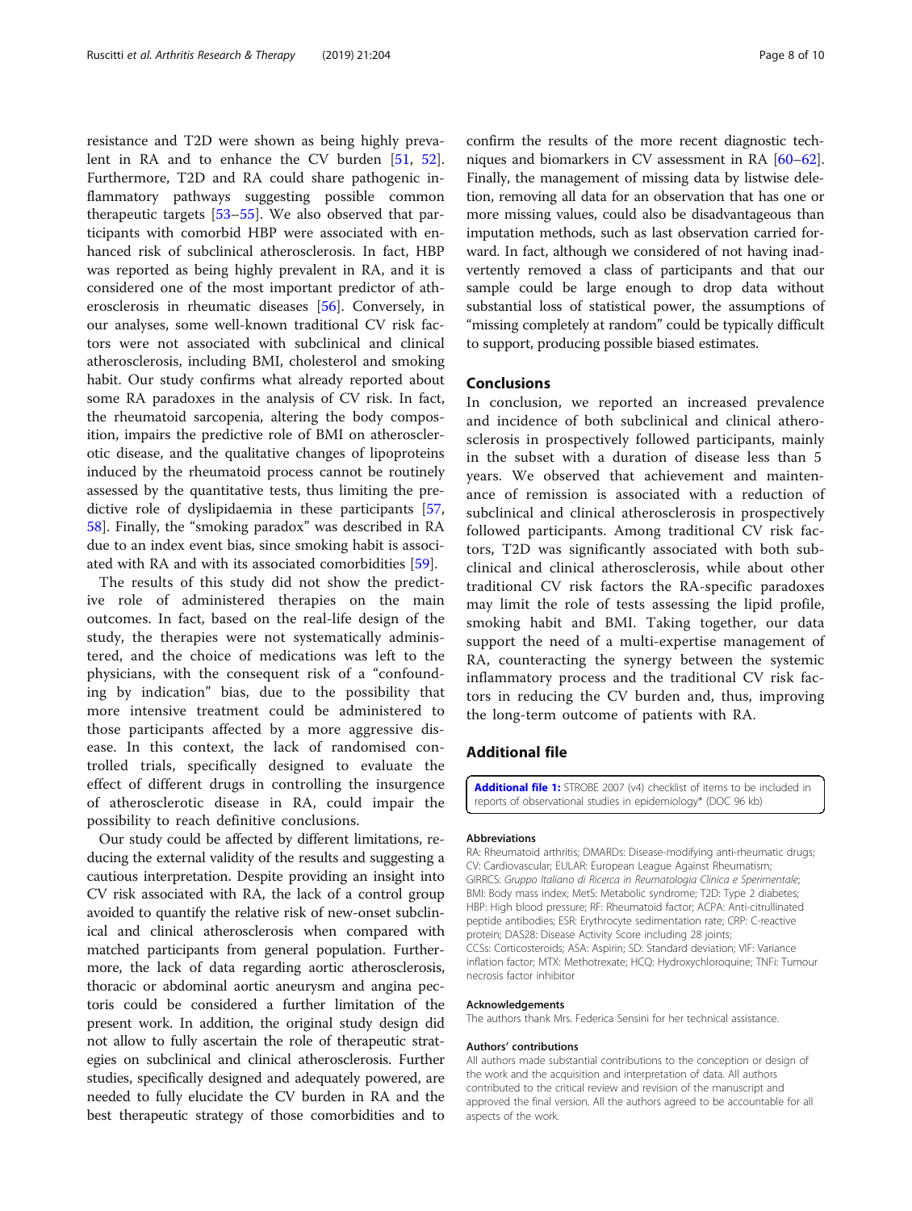resistance and T2D were shown as being highly prevalent in RA and to enhance the CV burden [51, 52]. Furthermore, T2D and RA could share pathogenic inflammatory pathways suggesting possible common therapeutic targets [53–55]. We also observed that participants with comorbid HBP were associated with enhanced risk of subclinical atherosclerosis. In fact, HBP was reported as being highly prevalent in RA, and it is considered one of the most important predictor of atherosclerosis in rheumatic diseases [56]. Conversely, in our analyses, some well-known traditional CV risk factors were not associated with subclinical and clinical atherosclerosis, including BMI, cholesterol and smoking habit. Our study confirms what already reported about some RA paradoxes in the analysis of CV risk. In fact, the rheumatoid sarcopenia, altering the body composition, impairs the predictive role of BMI on atherosclerotic disease, and the qualitative changes of lipoproteins induced by the rheumatoid process cannot be routinely assessed by the quantitative tests, thus limiting the predictive role of dyslipidaemia in these participants [57, 58]. Finally, the "smoking paradox" was described in RA due to an index event bias, since smoking habit is associated with RA and with its associated comorbidities [59].

The results of this study did not show the predictive role of administered therapies on the main outcomes. In fact, based on the real-life design of the study, the therapies were not systematically administered, and the choice of medications was left to the physicians, with the consequent risk of a "confounding by indication" bias, due to the possibility that more intensive treatment could be administered to those participants affected by a more aggressive disease. In this context, the lack of randomised controlled trials, specifically designed to evaluate the effect of different drugs in controlling the insurgence of atherosclerotic disease in RA, could impair the possibility to reach definitive conclusions.

Our study could be affected by different limitations, reducing the external validity of the results and suggesting a cautious interpretation. Despite providing an insight into CV risk associated with RA, the lack of a control group avoided to quantify the relative risk of new-onset subclinical and clinical atherosclerosis when compared with matched participants from general population. Furthermore, the lack of data regarding aortic atherosclerosis, thoracic or abdominal aortic aneurysm and angina pectoris could be considered a further limitation of the present work. In addition, the original study design did not allow to fully ascertain the role of therapeutic strategies on subclinical and clinical atherosclerosis. Further studies, specifically designed and adequately powered, are needed to fully elucidate the CV burden in RA and the best therapeutic strategy of those comorbidities and to confirm the results of the more recent diagnostic techniques and biomarkers in CV assessment in RA [60–62]. Finally, the management of missing data by listwise deletion, removing all data for an observation that has one or more missing values, could also be disadvantageous than imputation methods, such as last observation carried forward. In fact, although we considered of not having inadvertently removed a class of participants and that our sample could be large enough to drop data without substantial loss of statistical power, the assumptions of "missing completely at random" could be typically difficult to support, producing possible biased estimates.

## Conclusions

In conclusion, we reported an increased prevalence and incidence of both subclinical and clinical atherosclerosis in prospectively followed participants, mainly in the subset with a duration of disease less than 5 years. We observed that achievement and maintenance of remission is associated with a reduction of subclinical and clinical atherosclerosis in prospectively followed participants. Among traditional CV risk factors, T2D was significantly associated with both subclinical and clinical atherosclerosis, while about other traditional CV risk factors the RA-specific paradoxes may limit the role of tests assessing the lipid profile, smoking habit and BMI. Taking together, our data support the need of a multi-expertise management of RA, counteracting the synergy between the systemic inflammatory process and the traditional CV risk factors in reducing the CV burden and, thus, improving the long-term outcome of patients with RA.

## Additional file

**Additional file 1:** STROBE 2007 (v4) checklist of items to be included in reports of observational studies in epidemiology* (DOC 96 kb)

#### Abbreviations

RA: Rheumatoid arthritis; DMARDs: Disease-modifying anti-rheumatic drugs; CV: Cardiovascular; EULAR: European League Against Rheumatism; GIRRCS: *Gruppo Italiano di Ricerca in Reumatologia Clinica e Sperimentale*; BMI: Body mass index; MetS: Metabolic syndrome; T2D: Type 2 diabetes; HBP: High blood pressure; RF: Rheumatoid factor; ACPA: Anti-citrullinated peptide antibodies; ESR: Erythrocyte sedimentation rate; CRP: C-reactive protein; DAS28: Disease Activity Score including 28 joints; CCSs: Corticosteroids; ASA: Aspirin; SD: Standard deviation; VIF: Variance inflation factor; MTX: Methotrexate; HCQ: Hydroxychloroquine; TNFi: Tumour necrosis factor inhibitor

#### Acknowledgements

The authors thank Mrs. Federica Sensini for her technical assistance.

#### Authors' contributions

All authors made substantial contributions to the conception or design of the work and the acquisition and interpretation of data. All authors contributed to the critical review and revision of the manuscript and approved the final version. All the authors agreed to be accountable for all aspects of the work.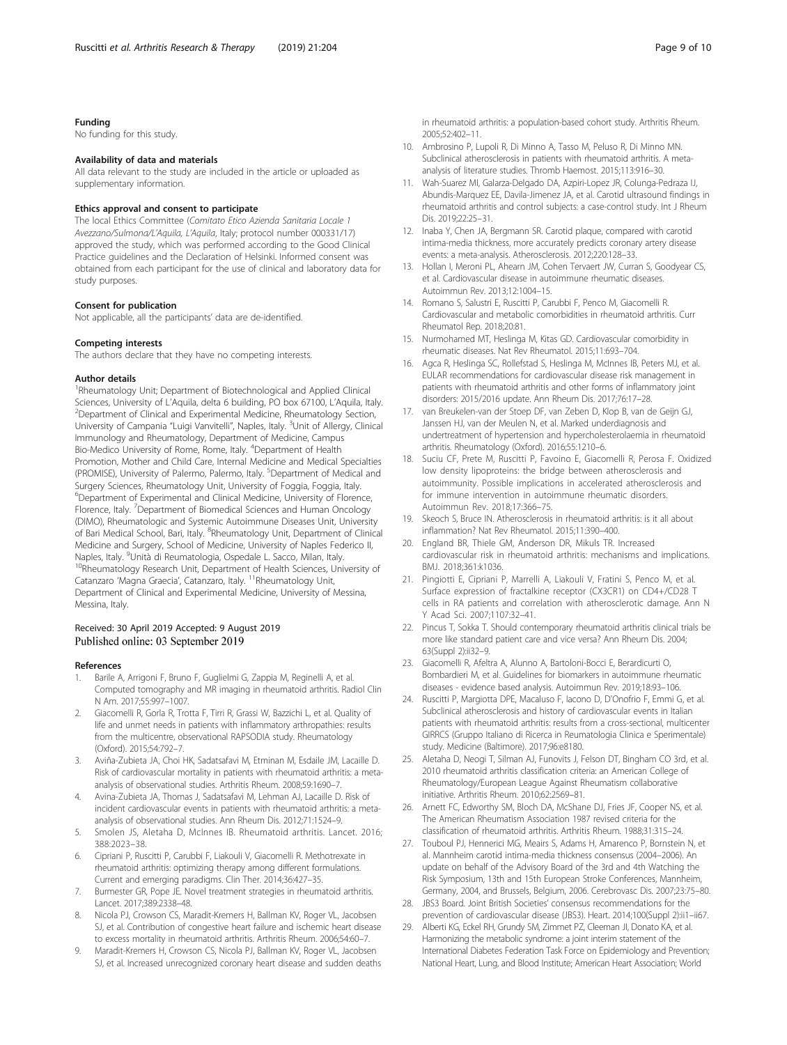#### Funding

No funding for this study.

#### Availability of data and materials

All data relevant to the study are included in the article or uploaded as supplementary information.

#### Ethics approval and consent to participate

The local Ethics Committee (*Comitato Etico Azienda Sanitaria Locale 1 Avezzano/Sulmona/L'Aquila, L'Aquila*, Italy; protocol number 000331/17) approved the study, which was performed according to the Good Clinical Practice guidelines and the Declaration of Helsinki. Informed consent was obtained from each participant for the use of clinical and laboratory data for study purposes.

#### Consent for publication

Not applicable, all the participants' data are de-identified.

#### Competing interests

The authors declare that they have no competing interests.

#### Author details

[1]Rheumatology Unit; Department of Biotechnological and Applied Clinical Sciences, University of L'Aquila, delta 6 building, PO box 67100, L'Aquila, Italy. [2]Department of Clinical and Experimental Medicine, Rheumatology Section, University of Campania "Luigi Vanvitelli", Naples, Italy. [3]Unit of Allergy, Clinical Immunology and Rheumatology, Department of Medicine, Campus Bio-Medico University of Rome, Rome, Italy. [4]Department of Health Promotion, Mother and Child Care, Internal Medicine and Medical Specialties (PROMISE), University of Palermo, Palermo, Italy. [5]Department of Medical and Surgery Sciences, Rheumatology Unit, University of Foggia, Foggia, Italy. [6]Department of Experimental and Clinical Medicine, University of Florence, Florence, Italy. [7]Department of Biomedical Sciences and Human Oncology (DIMO), Rheumatologic and Systemic Autoimmune Diseases Unit, University of Bari Medical School, Bari, Italy. [8]Rheumatology Unit, Department of Clinical Medicine and Surgery, School of Medicine, University of Naples Federico II, Naples, Italy. [9]Unità di Reumatologia, Ospedale L. Sacco, Milan, Italy. [10]Rheumatology Research Unit, Department of Health Sciences, University of Catanzaro 'Magna Graecia', Catanzaro, Italy. [11]Rheumatology Unit, Department of Clinical and Experimental Medicine, University of Messina, Messina, Italy.

Received: 30 April 2019 Accepted: 9 August 2019
Published online: 03 September 2019

#### References

1. Barile A, Arrigoni F, Bruno F, Guglielmi G, Zappia M, Reginelli A, et al. Computed tomography and MR imaging in rheumatoid arthritis. Radiol Clin N Am. 2017;55:997–1007.
2. Giacomelli R, Gorla R, Trotta F, Tirri R, Grassi W, Bazzichi L, et al. Quality of life and unmet needs in patients with inflammatory arthropathies: results from the multicentre, observational RAPSODIA study. Rheumatology (Oxford). 2015;54:792–7.
3. Aviña-Zubieta JA, Choi HK, Sadatsafavi M, Etminan M, Esdaile JM, Lacaille D. Risk of cardiovascular mortality in patients with rheumatoid arthritis: a meta-analysis of observational studies. Arthritis Rheum. 2008;59:1690–7.
4. Avina-Zubieta JA, Thomas J, Sadatsafavi M, Lehman AJ, Lacaille D. Risk of incident cardiovascular events in patients with rheumatoid arthritis: a meta-analysis of observational studies. Ann Rheum Dis. 2012;71:1524–9.
5. Smolen JS, Aletaha D, McInnes IB. Rheumatoid arthritis. Lancet. 2016; 388:2023–38.
6. Cipriani P, Ruscitti P, Carubbi F, Liakouli V, Giacomelli R. Methotrexate in rheumatoid arthritis: optimizing therapy among different formulations. Current and emerging paradigms. Clin Ther. 2014;36:427–35.
7. Burmester GR, Pope JE. Novel treatment strategies in rheumatoid arthritis. Lancet. 2017;389:2338–48.
8. Nicola PJ, Crowson CS, Maradit-Kremers H, Ballman KV, Roger VL, Jacobsen SJ, et al. Contribution of congestive heart failure and ischemic heart disease to excess mortality in rheumatoid arthritis. Arthritis Rheum. 2006;54:60–7.
9. Maradit-Kremers H, Crowson CS, Nicola PJ, Ballman KV, Roger VL, Jacobsen SJ, et al. Increased unrecognized coronary heart disease and sudden deaths in rheumatoid arthritis: a population-based cohort study. Arthritis Rheum. 2005;52:402–11.
10. Ambrosino P, Lupoli R, Di Minno A, Tasso M, Peluso R, Di Minno MN. Subclinical atherosclerosis in patients with rheumatoid arthritis. A meta-analysis of literature studies. Thromb Haemost. 2015;113:916–30.
11. Wah-Suarez MI, Galarza-Delgado DA, Azpiri-Lopez JR, Colunga-Pedraza IJ, Abundis-Marquez EE, Davila-Jimenez JA, et al. Carotid ultrasound findings in rheumatoid arthritis and control subjects: a case-control study. Int J Rheum Dis. 2019;22:25–31.
12. Inaba Y, Chen JA, Bergmann SR. Carotid plaque, compared with carotid intima-media thickness, more accurately predicts coronary artery disease events: a meta-analysis. Atherosclerosis. 2012;220:128–33.
13. Hollan I, Meroni PL, Ahearn JM, Cohen Tervaert JW, Curran S, Goodyear CS, et al. Cardiovascular disease in autoimmune rheumatic diseases. Autoimmun Rev. 2013;12:1004–15.
14. Romano S, Salustri E, Ruscitti P, Carubbi F, Penco M, Giacomelli R. Cardiovascular and metabolic comorbidities in rheumatoid arthritis. Curr Rheumatol Rep. 2018;20:81.
15. Nurmohamed MT, Heslinga M, Kitas GD. Cardiovascular comorbidity in rheumatic diseases. Nat Rev Rheumatol. 2015;11:693–704.
16. Agca R, Heslinga SC, Rollefstad S, Heslinga M, McInnes IB, Peters MJ, et al. EULAR recommendations for cardiovascular disease risk management in patients with rheumatoid arthritis and other forms of inflammatory joint disorders: 2015/2016 update. Ann Rheum Dis. 2017;76:17–28.
17. van Breukelen-van der Stoep DF, van Zeben D, Klop B, van de Geijn GJ, Janssen HJ, van der Meulen N, et al. Marked underdiagnosis and undertreatment of hypertension and hypercholesterolaemia in rheumatoid arthritis. Rheumatology (Oxford). 2016;55:1210–6.
18. Suciu CF, Prete M, Ruscitti P, Favoino E, Giacomelli R, Perosa F. Oxidized low density lipoproteins: the bridge between atherosclerosis and autoimmunity. Possible implications in accelerated atherosclerosis and for immune intervention in autoimmune rheumatic disorders. Autoimmun Rev. 2018;17:366–75.
19. Skeoch S, Bruce IN. Atherosclerosis in rheumatoid arthritis: is it all about inflammation? Nat Rev Rheumatol. 2015;11:390–400.
20. England BR, Thiele GM, Anderson DR, Mikuls TR. Increased cardiovascular risk in rheumatoid arthritis: mechanisms and implications. BMJ. 2018;361:k1036.
21. Pingiotti E, Cipriani P, Marrelli A, Liakouli V, Fratini S, Penco M, et al. Surface expression of fractalkine receptor (CX3CR1) on CD4+/CD28 T cells in RA patients and correlation with atherosclerotic damage. Ann N Y Acad Sci. 2007;1107:32–41.
22. Pincus T, Sokka T. Should contemporary rheumatoid arthritis clinical trials be more like standard patient care and vice versa? Ann Rheum Dis. 2004; 63(Suppl 2):ii32–9.
23. Giacomelli R, Afeltra A, Alunno A, Bartoloni-Bocci E, Berardicurti O, Bombardieri M, et al. Guidelines for biomarkers in autoimmune rheumatic diseases - evidence based analysis. Autoimmun Rev. 2019;18:93–106.
24. Ruscitti P, Margiotta DPE, Macaluso F, Iacono D, D'Onofrio F, Emmi G, et al. Subclinical atherosclerosis and history of cardiovascular events in Italian patients with rheumatoid arthritis: results from a cross-sectional, multicenter GIRRCS (Gruppo Italiano di Ricerca in Reumatologia Clinica e Sperimentale) study. Medicine (Baltimore). 2017;96:e8180.
25. Aletaha D, Neogi T, Silman AJ, Funovits J, Felson DT, Bingham CO 3rd, et al. 2010 rheumatoid arthritis classification criteria: an American College of Rheumatology/European League Against Rheumatism collaborative initiative. Arthritis Rheum. 2010;62:2569–81.
26. Arnett FC, Edworthy SM, Bloch DA, McShane DJ, Fries JF, Cooper NS, et al. The American Rheumatism Association 1987 revised criteria for the classification of rheumatoid arthritis. Arthritis Rheum. 1988;31:315–24.
27. Touboul PJ, Hennerici MG, Meairs S, Adams H, Amarenco P, Bornstein N, et al. Mannheim carotid intima-media thickness consensus (2004–2006). An update on behalf of the Advisory Board of the 3rd and 4th Watching the Risk Symposium, 13th and 15th European Stroke Conferences, Mannheim, Germany, 2004, and Brussels, Belgium, 2006. Cerebrovasc Dis. 2007;23:75–80.
28. JBS3 Board. Joint British Societies' consensus recommendations for the prevention of cardiovascular disease (JBS3). Heart. 2014;100(Suppl 2):ii1–ii67.
29. Alberti KG, Eckel RH, Grundy SM, Zimmet PZ, Cleeman JI, Donato KA, et al. Harmonizing the metabolic syndrome: a joint interim statement of the International Diabetes Federation Task Force on Epidemiology and Prevention; National Heart, Lung, and Blood Institute; American Heart Association; World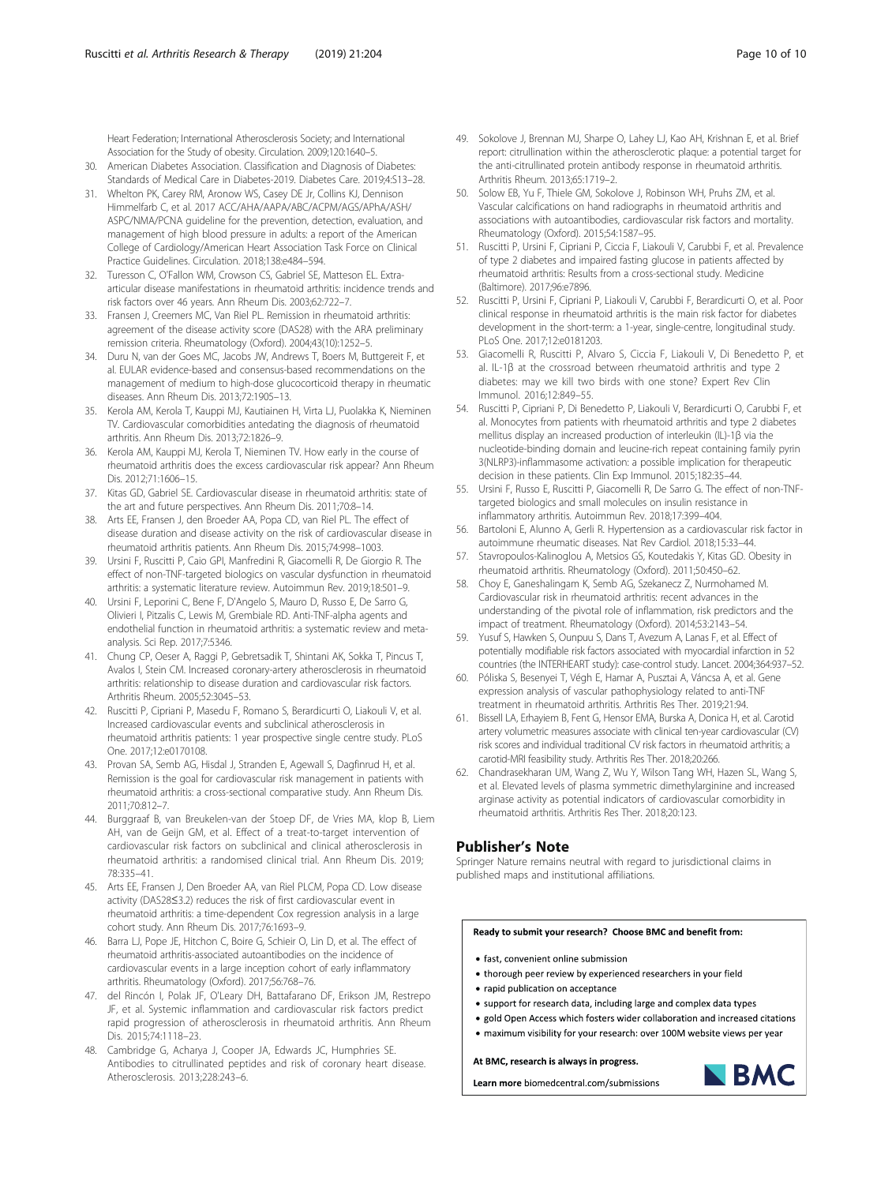Heart Federation; International Atherosclerosis Society; and International Association for the Study of obesity. Circulation. 2009;120:1640–5.

30. American Diabetes Association. Classification and Diagnosis of Diabetes: Standards of Medical Care in Diabetes-2019. Diabetes Care. 2019;4:S13–28.
31. Whelton PK, Carey RM, Aronow WS, Casey DE Jr, Collins KJ, Dennison Himmelfarb C, et al. 2017 ACC/AHA/AAPA/ABC/ACPM/AGS/APhA/ASH/ASPC/NMA/PCNA guideline for the prevention, detection, evaluation, and management of high blood pressure in adults: a report of the American College of Cardiology/American Heart Association Task Force on Clinical Practice Guidelines. Circulation. 2018;138:e484–594.
32. Turesson C, O'Fallon WM, Crowson CS, Gabriel SE, Matteson EL. Extra-articular disease manifestations in rheumatoid arthritis: incidence trends and risk factors over 46 years. Ann Rheum Dis. 2003;62:722–7.
33. Fransen J, Creemers MC, Van Riel PL. Remission in rheumatoid arthritis: agreement of the disease activity score (DAS28) with the ARA preliminary remission criteria. Rheumatology (Oxford). 2004;43(10):1252–5.
34. Duru N, van der Goes MC, Jacobs JW, Andrews T, Boers M, Buttgereit F, et al. EULAR evidence-based and consensus-based recommendations on the management of medium to high-dose glucocorticoid therapy in rheumatic diseases. Ann Rheum Dis. 2013;72:1905–13.
35. Kerola AM, Kerola T, Kauppi MJ, Kautiainen H, Virta LJ, Puolakka K, Nieminen TV. Cardiovascular comorbidities antedating the diagnosis of rheumatoid arthritis. Ann Rheum Dis. 2013;72:1826–9.
36. Kerola AM, Kauppi MJ, Kerola T, Nieminen TV. How early in the course of rheumatoid arthritis does the excess cardiovascular risk appear? Ann Rheum Dis. 2012;71:1606–15.
37. Kitas GD, Gabriel SE. Cardiovascular disease in rheumatoid arthritis: state of the art and future perspectives. Ann Rheum Dis. 2011;70:8–14.
38. Arts EE, Fransen J, den Broeder AA, Popa CD, van Riel PL. The effect of disease duration and disease activity on the risk of cardiovascular disease in rheumatoid arthritis patients. Ann Rheum Dis. 2015;74:998–1003.
39. Ursini F, Ruscitti P, Caio GPI, Manfredini R, Giacomelli R, De Giorgio R. The effect of non-TNF-targeted biologics on vascular dysfunction in rheumatoid arthritis: a systematic literature review. Autoimmun Rev. 2019;18:501–9.
40. Ursini F, Leporini C, Bene F, D'Angelo S, Mauro D, Russo E, De Sarro G, Olivieri I, Pitzalis C, Lewis M, Grembiale RD. Anti-TNF-alpha agents and endothelial function in rheumatoid arthritis: a systematic review and meta-analysis. Sci Rep. 2017;7:5346.
41. Chung CP, Oeser A, Raggi P, Gebretsadik T, Shintani AK, Sokka T, Pincus T, Avalos I, Stein CM. Increased coronary-artery atherosclerosis in rheumatoid arthritis: relationship to disease duration and cardiovascular risk factors. Arthritis Rheum. 2005;52:3045–53.
42. Ruscitti P, Cipriani P, Masedu F, Romano S, Berardicurti O, Liakouli V, et al. Increased cardiovascular events and subclinical atherosclerosis in rheumatoid arthritis patients: 1 year prospective single centre study. PLoS One. 2017;12:e0170108.
43. Provan SA, Semb AG, Hisdal J, Stranden E, Agewall S, Dagfinrud H, et al. Remission is the goal for cardiovascular risk management in patients with rheumatoid arthritis: a cross-sectional comparative study. Ann Rheum Dis. 2011;70:812–7.
44. Burggraaf B, van Breukelen-van der Stoep DF, de Vries MA, klop B, Liem AH, van de Geijn GM, et al. Effect of a treat-to-target intervention of cardiovascular risk factors on subclinical and clinical atherosclerosis in rheumatoid arthritis: a randomised clinical trial. Ann Rheum Dis. 2019; 78:335–41.
45. Arts EE, Fransen J, Den Broeder AA, van Riel PLCM, Popa CD. Low disease activity (DAS28≤3.2) reduces the risk of first cardiovascular event in rheumatoid arthritis: a time-dependent Cox regression analysis in a large cohort study. Ann Rheum Dis. 2017;76:1693–9.
46. Barra LJ, Pope JE, Hitchon C, Boire G, Schieir O, Lin D, et al. The effect of rheumatoid arthritis-associated autoantibodies on the incidence of cardiovascular events in a large inception cohort of early inflammatory arthritis. Rheumatology (Oxford). 2017;56:768–76.
47. del Rincón I, Polak JF, O'Leary DH, Battafarano DF, Erikson JM, Restrepo JF, et al. Systemic inflammation and cardiovascular risk factors predict rapid progression of atherosclerosis in rheumatoid arthritis. Ann Rheum Dis. 2015;74:1118–23.
48. Cambridge G, Acharya J, Cooper JA, Edwards JC, Humphries SE. Antibodies to citrullinated peptides and risk of coronary heart disease. Atherosclerosis. 2013;228:243–6.
49. Sokolove J, Brennan MJ, Sharpe O, Lahey LJ, Kao AH, Krishnan E, et al. Brief report: citrullination within the atherosclerotic plaque: a potential target for the anti-citrullinated protein antibody response in rheumatoid arthritis. Arthritis Rheum. 2013;65:1719–2.
50. Solow EB, Yu F, Thiele GM, Sokolove J, Robinson WH, Pruhs ZM, et al. Vascular calcifications on hand radiographs in rheumatoid arthritis and associations with autoantibodies, cardiovascular risk factors and mortality. Rheumatology (Oxford). 2015;54:1587–95.
51. Ruscitti P, Ursini F, Cipriani P, Ciccia F, Liakouli V, Carubbi F, et al. Prevalence of type 2 diabetes and impaired fasting glucose in patients affected by rheumatoid arthritis: Results from a cross-sectional study. Medicine (Baltimore). 2017;96:e7896.
52. Ruscitti P, Ursini F, Cipriani P, Liakouli V, Carubbi F, Berardicurti O, et al. Poor clinical response in rheumatoid arthritis is the main risk factor for diabetes development in the short-term: a 1-year, single-centre, longitudinal study. PLoS One. 2017;12:e0181203.
53. Giacomelli R, Ruscitti P, Alvaro S, Ciccia F, Liakouli V, Di Benedetto P, et al. IL-1β at the crossroad between rheumatoid arthritis and type 2 diabetes: may we kill two birds with one stone? Expert Rev Clin Immunol. 2016;12:849–55.
54. Ruscitti P, Cipriani P, Di Benedetto P, Liakouli V, Berardicurti O, Carubbi F, et al. Monocytes from patients with rheumatoid arthritis and type 2 diabetes mellitus display an increased production of interleukin (IL)-1β via the nucleotide-binding domain and leucine-rich repeat containing family pyrin 3(NLRP3)-inflammasome activation: a possible implication for therapeutic decision in these patients. Clin Exp Immunol. 2015;182:35–44.
55. Ursini F, Russo E, Ruscitti P, Giacomelli R, De Sarro G. The effect of non-TNF-targeted biologics and small molecules on insulin resistance in inflammatory arthritis. Autoimmun Rev. 2018;17:399–404.
56. Bartoloni E, Alunno A, Gerli R. Hypertension as a cardiovascular risk factor in autoimmune rheumatic diseases. Nat Rev Cardiol. 2018;15:33–44.
57. Stavropoulos-Kalinoglou A, Metsios GS, Koutedakis Y, Kitas GD. Obesity in rheumatoid arthritis. Rheumatology (Oxford). 2011;50:450–62.
58. Choy E, Ganeshalingam K, Semb AG, Szekanecz Z, Nurmohamed M. Cardiovascular risk in rheumatoid arthritis: recent advances in the understanding of the pivotal role of inflammation, risk predictors and the impact of treatment. Rheumatology (Oxford). 2014;53:2143–54.
59. Yusuf S, Hawken S, Ounpuu S, Dans T, Avezum A, Lanas F, et al. Effect of potentially modifiable risk factors associated with myocardial infarction in 52 countries (the INTERHEART study): case-control study. Lancet. 2004;364:937–52.
60. Póliska S, Besenyei T, Végh E, Hamar A, Pusztai A, Váncsa A, et al. Gene expression analysis of vascular pathophysiology related to anti-TNF treatment in rheumatoid arthritis. Arthritis Res Ther. 2019;21:94.
61. Bissell LA, Erhayiem B, Fent G, Hensor EMA, Burska A, Donica H, et al. Carotid artery volumetric measures associate with clinical ten-year cardiovascular (CV) risk scores and individual traditional CV risk factors in rheumatoid arthritis; a carotid-MRI feasibility study. Arthritis Res Ther. 2018;20:266.
62. Chandrasekharan UM, Wang Z, Wu Y, Wilson Tang WH, Hazen SL, Wang S, et al. Elevated levels of plasma symmetric dimethylarginine and increased arginase activity as potential indicators of cardiovascular comorbidity in rheumatoid arthritis. Arthritis Res Ther. 2018;20:123.

## Publisher's Note

Springer Nature remains neutral with regard to jurisdictional claims in published maps and institutional affiliations.

**Ready to submit your research? Choose BMC and benefit from:**

- fast, convenient online submission
- thorough peer review by experienced researchers in your field
- rapid publication on acceptance
- support for research data, including large and complex data types
- gold Open Access which fosters wider collaboration and increased citations
- maximum visibility for your research: over 100M website views per year

**At BMC, research is always in progress.**

**Learn more** biomedcentral.com/submissions

BMC